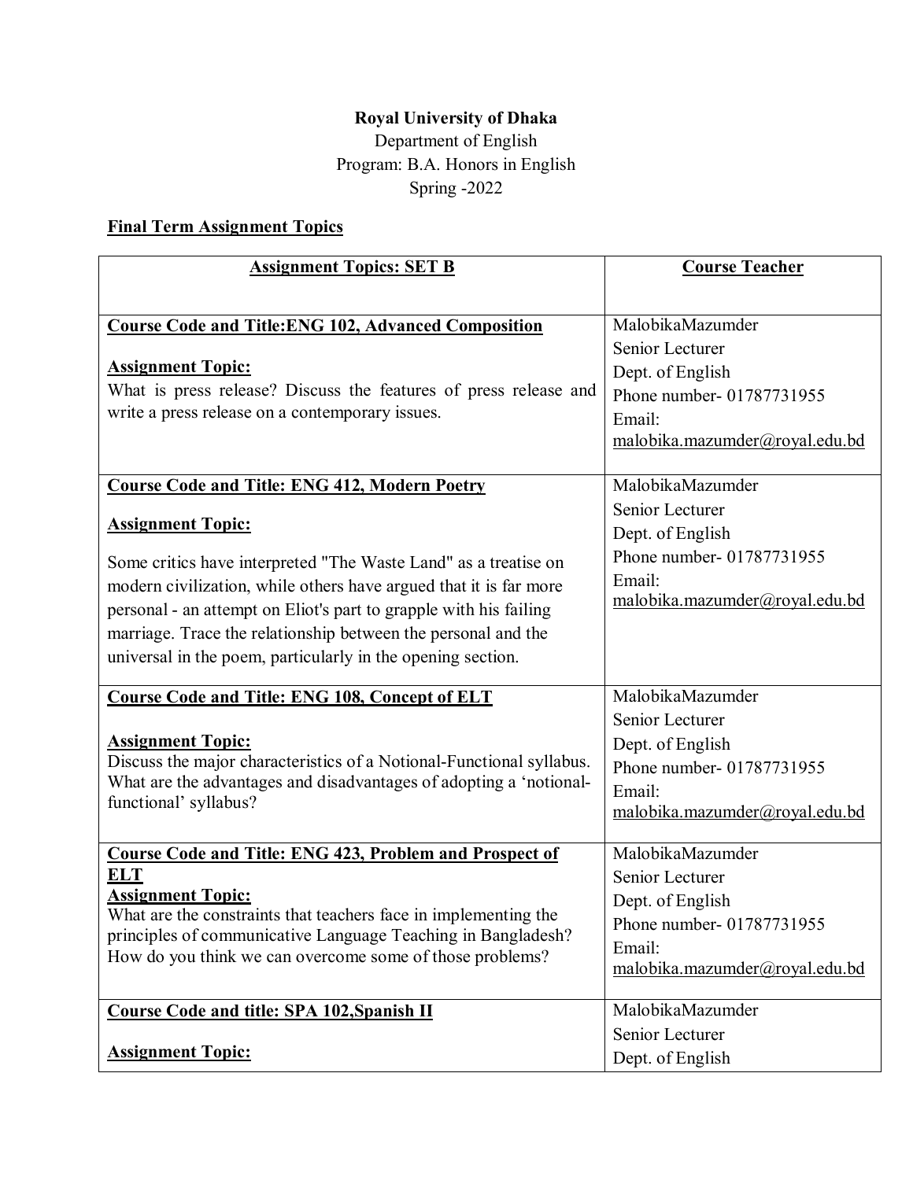**Royal University of Dhaka**

Department of English

Program: B.A. Honors in English

Spring -2022

**Final Term Assignment Topics**

| **Assignment Topics: SET B** | **Course Teacher** |
|---|---|
| **Course Code and Title:ENG 102, Advanced Composition**<br><br>**Assignment Topic:**<br>What is press release? Discuss the features of press release and write a press release on a contemporary issues. | MalobikaMazumder<br>Senior Lecturer<br>Dept. of English<br>Phone number- 01787731955<br>Email:<br>malobika.mazumder@royal.edu.bd |
| **Course Code and Title: ENG 412, Modern Poetry**<br><br>**Assignment Topic:**<br><br>Some critics have interpreted "The Waste Land" as a treatise on modern civilization, while others have argued that it is far more personal - an attempt on Eliot's part to grapple with his failing marriage. Trace the relationship between the personal and the universal in the poem, particularly in the opening section. | MalobikaMazumder<br>Senior Lecturer<br>Dept. of English<br>Phone number- 01787731955<br>Email:<br>malobika.mazumder@royal.edu.bd |
| **Course Code and Title: ENG 108, Concept of ELT**<br><br>**Assignment Topic:**<br>Discuss the major characteristics of a Notional-Functional syllabus. What are the advantages and disadvantages of adopting a 'notional-functional' syllabus? | MalobikaMazumder<br>Senior Lecturer<br>Dept. of English<br>Phone number- 01787731955<br>Email:<br>malobika.mazumder@royal.edu.bd |
| **Course Code and Title: ENG 423, Problem and Prospect of ELT**<br>**Assignment Topic:**<br>What are the constraints that teachers face in implementing the principles of communicative Language Teaching in Bangladesh? How do you think we can overcome some of those problems? | MalobikaMazumder<br>Senior Lecturer<br>Dept. of English<br>Phone number- 01787731955<br>Email:<br>malobika.mazumder@royal.edu.bd |
| **Course Code and title: SPA 102,Spanish II**<br><br>**Assignment Topic:** | MalobikaMazumder<br>Senior Lecturer<br>Dept. of English |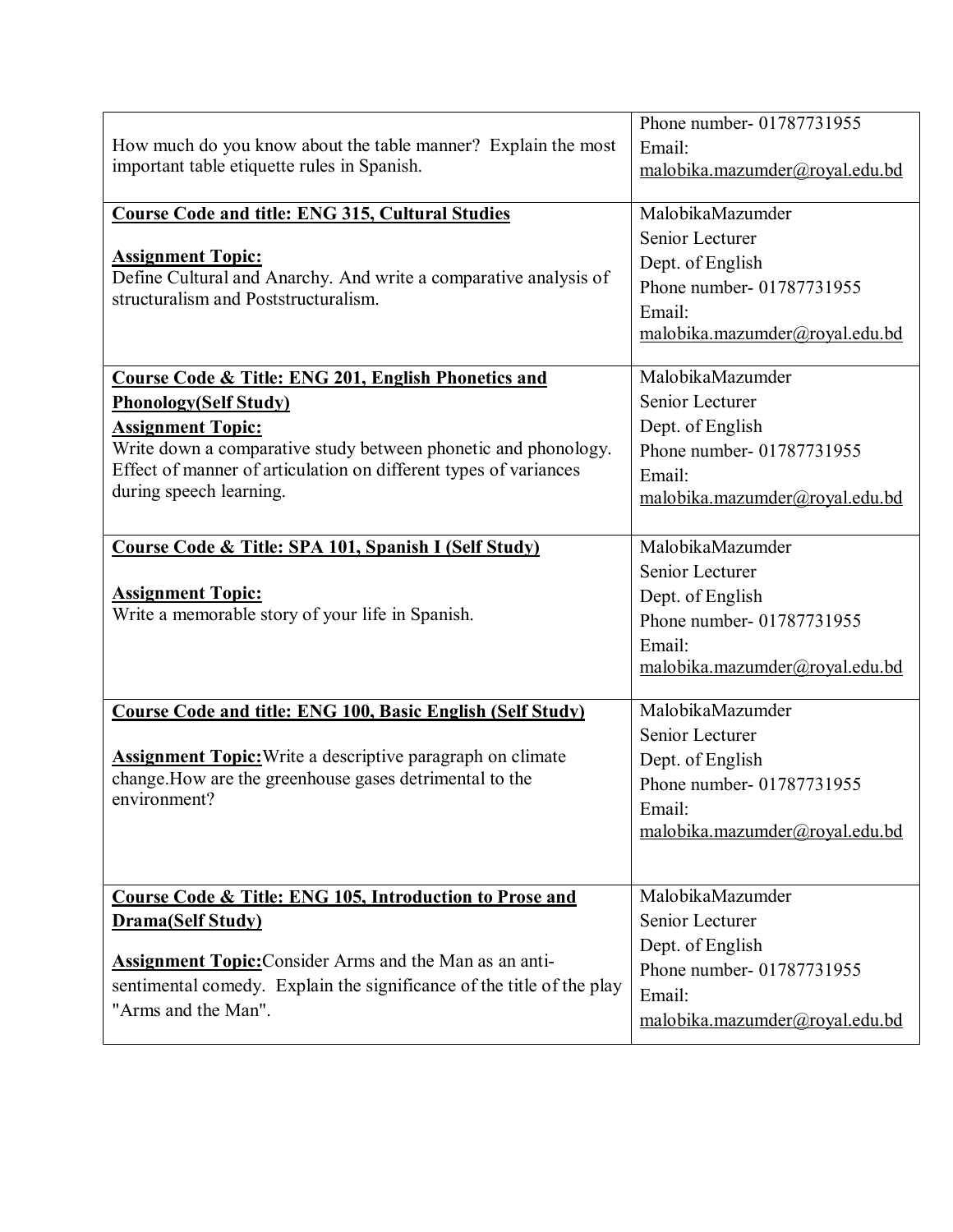| | |
|---|---|
| How much do you know about the table manner? Explain the most important table etiquette rules in Spanish. | Phone number- 01787731955<br>Email:<br>malobika.mazumder@royal.edu.bd |
| **Course Code and title: ENG 315, Cultural Studies**<br><br>**Assignment Topic:**<br>Define Cultural and Anarchy. And write a comparative analysis of structuralism and Poststructuralism. | MalobikaMazumder<br>Senior Lecturer<br>Dept. of English<br>Phone number- 01787731955<br>Email:<br>malobika.mazumder@royal.edu.bd |
| **Course Code & Title: ENG 201, English Phonetics and Phonology(Self Study)**<br>**Assignment Topic:**<br>Write down a comparative study between phonetic and phonology. Effect of manner of articulation on different types of variances during speech learning. | MalobikaMazumder<br>Senior Lecturer<br>Dept. of English<br>Phone number- 01787731955<br>Email:<br>malobika.mazumder@royal.edu.bd |
| **Course Code & Title: SPA 101, Spanish I (Self Study)**<br><br>**Assignment Topic:**<br>Write a memorable story of your life in Spanish. | MalobikaMazumder<br>Senior Lecturer<br>Dept. of English<br>Phone number- 01787731955<br>Email:<br>malobika.mazumder@royal.edu.bd |
| **Course Code and title: ENG 100, Basic English (Self Study)**<br><br>**Assignment Topic:**Write a descriptive paragraph on climate change.How are the greenhouse gases detrimental to the environment? | MalobikaMazumder<br>Senior Lecturer<br>Dept. of English<br>Phone number- 01787731955<br>Email:<br>malobika.mazumder@royal.edu.bd |
| **Course Code & Title: ENG 105, Introduction to Prose and Drama(Self Study)**<br><br>**Assignment Topic:**Consider Arms and the Man as an anti-sentimental comedy. Explain the significance of the title of the play "Arms and the Man". | MalobikaMazumder<br>Senior Lecturer<br>Dept. of English<br>Phone number- 01787731955<br>Email:<br>malobika.mazumder@royal.edu.bd |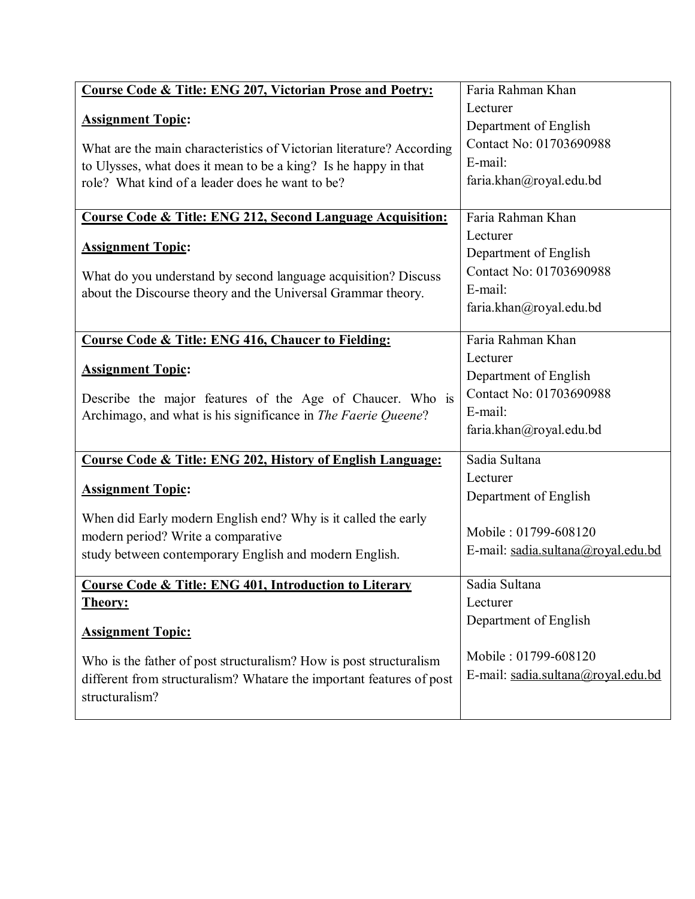| **Course Code & Title: ENG 207, Victorian Prose and Poetry:**<br><br>**Assignment Topic:**<br><br>What are the main characteristics of Victorian literature? According to Ulysses, what does it mean to be a king? Is he happy in that role? What kind of a leader does he want to be? | Faria Rahman Khan<br>Lecturer<br>Department of English<br>Contact No: 01703690988<br>E-mail:<br>faria.khan@royal.edu.bd |
|---|---|
| **Course Code & Title: ENG 212, Second Language Acquisition:**<br><br>**Assignment Topic:**<br><br>What do you understand by second language acquisition? Discuss about the Discourse theory and the Universal Grammar theory. | Faria Rahman Khan<br>Lecturer<br>Department of English<br>Contact No: 01703690988<br>E-mail:<br>faria.khan@royal.edu.bd |
| **Course Code & Title: ENG 416, Chaucer to Fielding:**<br><br>**Assignment Topic:**<br><br>Describe the major features of the Age of Chaucer. Who is Archimago, and what is his significance in *The Faerie Queene*? | Faria Rahman Khan<br>Lecturer<br>Department of English<br>Contact No: 01703690988<br>E-mail:<br>faria.khan@royal.edu.bd |
| **Course Code & Title: ENG 202, History of English Language:**<br><br>**Assignment Topic:**<br><br>When did Early modern English end? Why is it called the early modern period? Write a comparative study between contemporary English and modern English. | Sadia Sultana<br>Lecturer<br>Department of English<br><br>Mobile : 01799-608120<br>E-mail: sadia.sultana@royal.edu.bd |
| **Course Code & Title: ENG 401, Introduction to Literary Theory:**<br><br>**Assignment Topic:**<br><br>Who is the father of post structuralism? How is post structuralism different from structuralism? Whatare the important features of post structuralism? | Sadia Sultana<br>Lecturer<br>Department of English<br><br>Mobile : 01799-608120<br>E-mail: sadia.sultana@royal.edu.bd |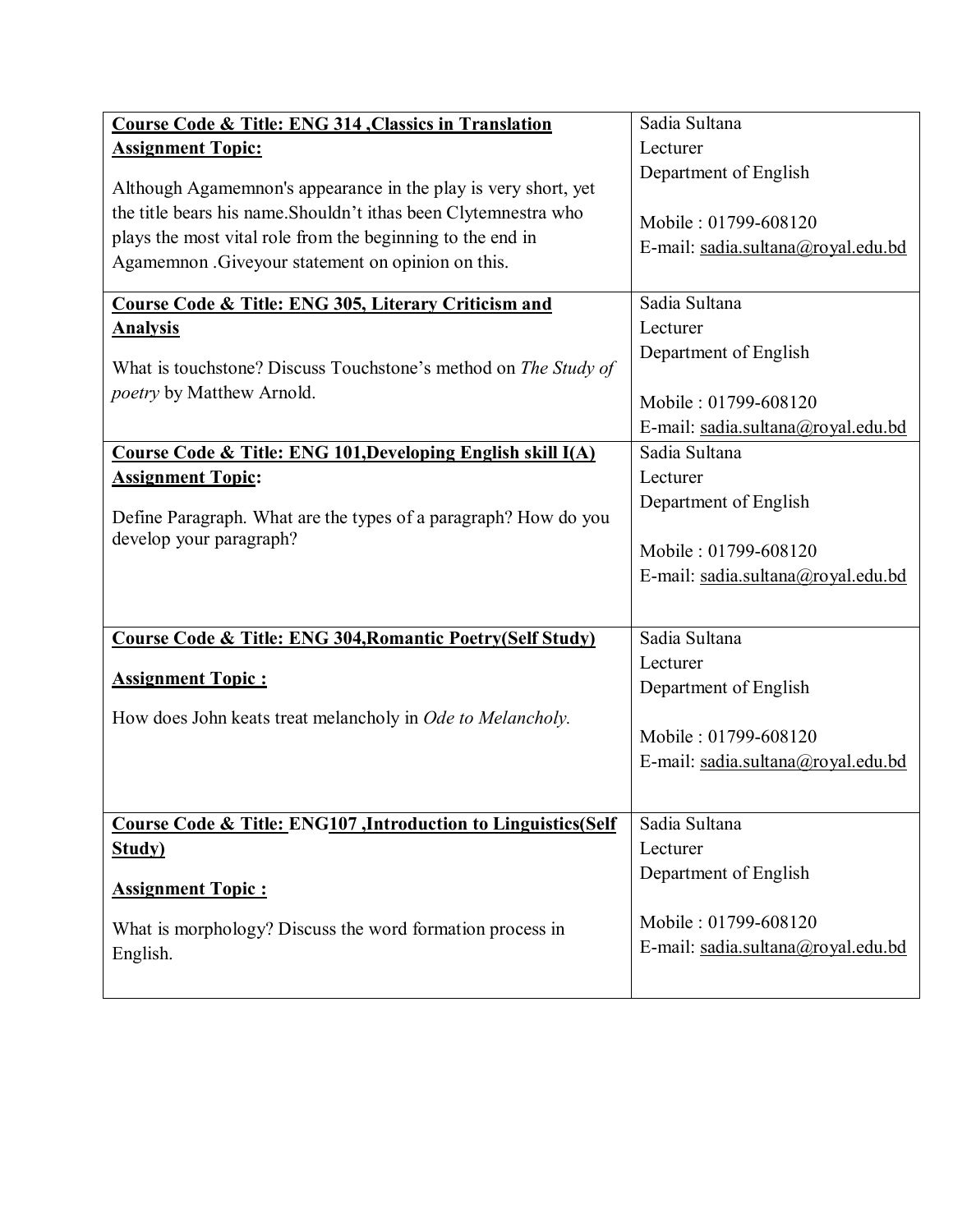| Course & Assignment | Instructor |
| --- | --- |
| **Course Code & Title: ENG 314 ,Classics in Translation**<br>**Assignment Topic:**<br>Although Agamemnon's appearance in the play is very short, yet the title bears his name.Shouldn't ithas been Clytemnestra who plays the most vital role from the beginning to the end in Agamemnon .Giveyour statement on opinion on this. | Sadia Sultana<br>Lecturer<br>Department of English<br><br>Mobile : 01799-608120<br>E-mail: sadia.sultana@royal.edu.bd |
| **Course Code & Title: ENG 305, Literary Criticism and Analysis**<br>What is touchstone? Discuss Touchstone's method on *The Study of poetry* by Matthew Arnold. | Sadia Sultana<br>Lecturer<br>Department of English<br><br>Mobile : 01799-608120<br>E-mail: sadia.sultana@royal.edu.bd |
| **Course Code & Title: ENG 101,Developing English skill I(A)**<br>**Assignment Topic:**<br>Define Paragraph. What are the types of a paragraph? How do you develop your paragraph? | Sadia Sultana<br>Lecturer<br>Department of English<br><br>Mobile : 01799-608120<br>E-mail: sadia.sultana@royal.edu.bd |
| **Course Code & Title: ENG 304,Romantic Poetry(Self Study)**<br>**Assignment Topic :**<br>How does John keats treat melancholy in *Ode to Melancholy.* | Sadia Sultana<br>Lecturer<br>Department of English<br><br>Mobile : 01799-608120<br>E-mail: sadia.sultana@royal.edu.bd |
| **Course Code & Title: ENG107 ,Introduction to Linguistics(Self Study)**<br>**Assignment Topic :**<br>What is morphology? Discuss the word formation process in English. | Sadia Sultana<br>Lecturer<br>Department of English<br><br>Mobile : 01799-608120<br>E-mail: sadia.sultana@royal.edu.bd |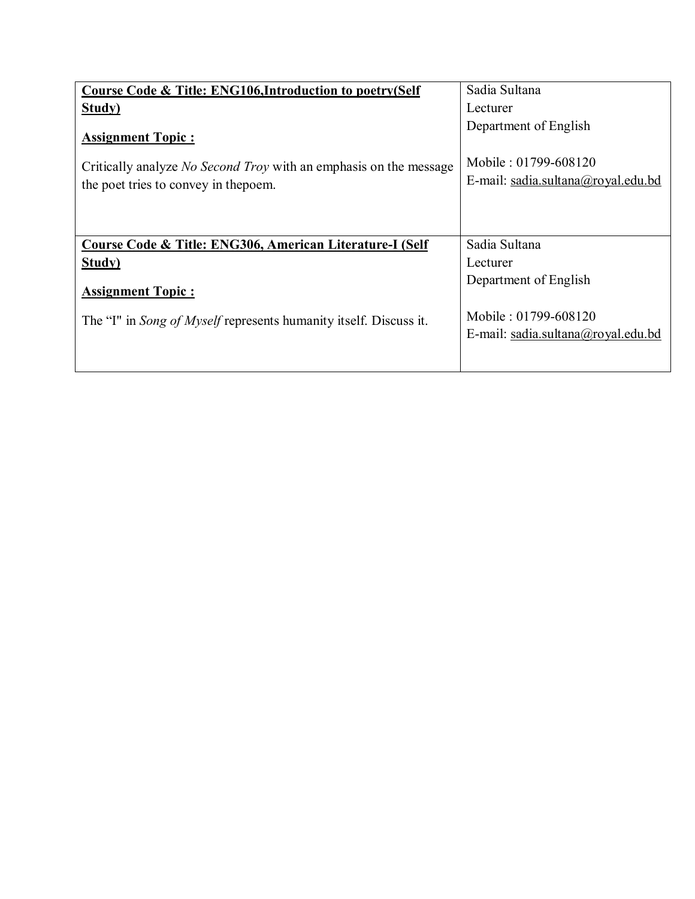| | |
|---|---|
| **<u>Course Code & Title: ENG106,Introduction to poetry(Self Study)</u>**<br><br>**<u>Assignment Topic :</u>**<br><br>Critically analyze *No Second Troy* with an emphasis on the message the poet tries to convey in thepoem. | Sadia Sultana<br>Lecturer<br>Department of English<br><br>Mobile : 01799-608120<br>E-mail: <u>sadia.sultana@royal.edu.bd</u> |
| **<u>Course Code & Title: ENG306, American Literature-I (Self Study)</u>**<br><br>**<u>Assignment Topic :</u>**<br><br>The “I" in *Song of Myself* represents humanity itself. Discuss it. | Sadia Sultana<br>Lecturer<br>Department of English<br><br>Mobile : 01799-608120<br>E-mail: <u>sadia.sultana@royal.edu.bd</u> |